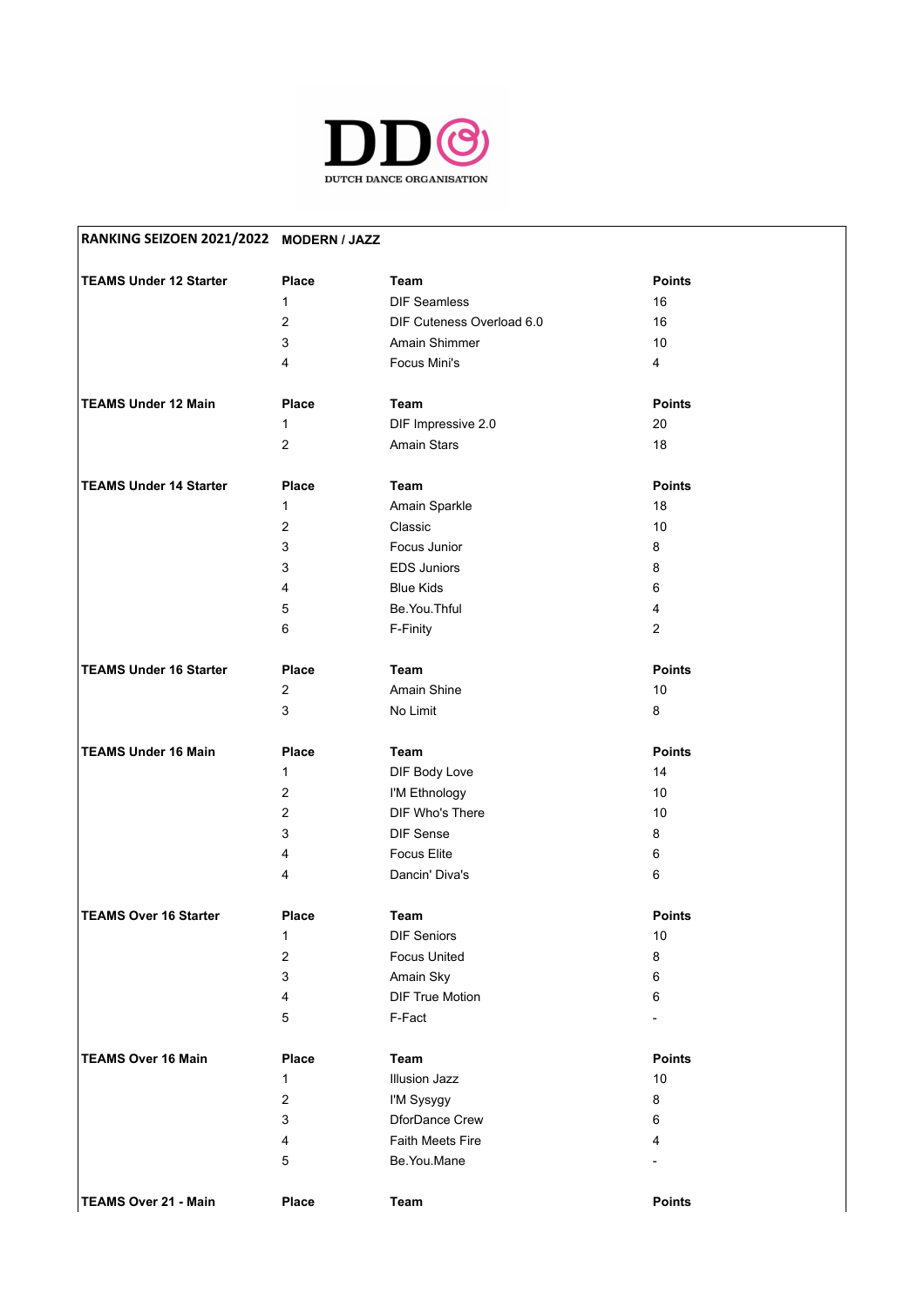DD DUTCH DANCE ORGANISATION

## RANKING SEIZOEN 2021/2022 MODERN / JAZZ

| TEAMS Under 12 Starter | Place | Team | Points |
|---|---|---|---|
| | 1 | DIF Seamless | 16 |
| | 2 | DIF Cuteness Overload 6.0 | 16 |
| | 3 | Amain Shimmer | 10 |
| | 4 | Focus Mini's | 4 |

| TEAMS Under 12 Main | Place | Team | Points |
|---|---|---|---|
| | 1 | DIF Impressive 2.0 | 20 |
| | 2 | Amain Stars | 18 |

| TEAMS Under 14 Starter | Place | Team | Points |
|---|---|---|---|
| | 1 | Amain Sparkle | 18 |
| | 2 | Classic | 10 |
| | 3 | Focus Junior | 8 |
| | 3 | EDS Juniors | 8 |
| | 4 | Blue Kids | 6 |
| | 5 | Be.You.Thful | 4 |
| | 6 | F-Finity | 2 |

| TEAMS Under 16 Starter | Place | Team | Points |
|---|---|---|---|
| | 2 | Amain Shine | 10 |
| | 3 | No Limit | 8 |

| TEAMS Under 16 Main | Place | Team | Points |
|---|---|---|---|
| | 1 | DIF Body Love | 14 |
| | 2 | I'M Ethnology | 10 |
| | 2 | DIF Who's There | 10 |
| | 3 | DIF Sense | 8 |
| | 4 | Focus Elite | 6 |
| | 4 | Dancin' Diva's | 6 |

| TEAMS Over 16 Starter | Place | Team | Points |
|---|---|---|---|
| | 1 | DIF Seniors | 10 |
| | 2 | Focus United | 8 |
| | 3 | Amain Sky | 6 |
| | 4 | DIF True Motion | 6 |
| | 5 | F-Fact | - |

| TEAMS Over 16 Main | Place | Team | Points |
|---|---|---|---|
| | 1 | Illusion Jazz | 10 |
| | 2 | I'M Sysygy | 8 |
| | 3 | DforDance Crew | 6 |
| | 4 | Faith Meets Fire | 4 |
| | 5 | Be.You.Mane | - |

| TEAMS Over 21 - Main | Place | Team | Points |
|---|---|---|---|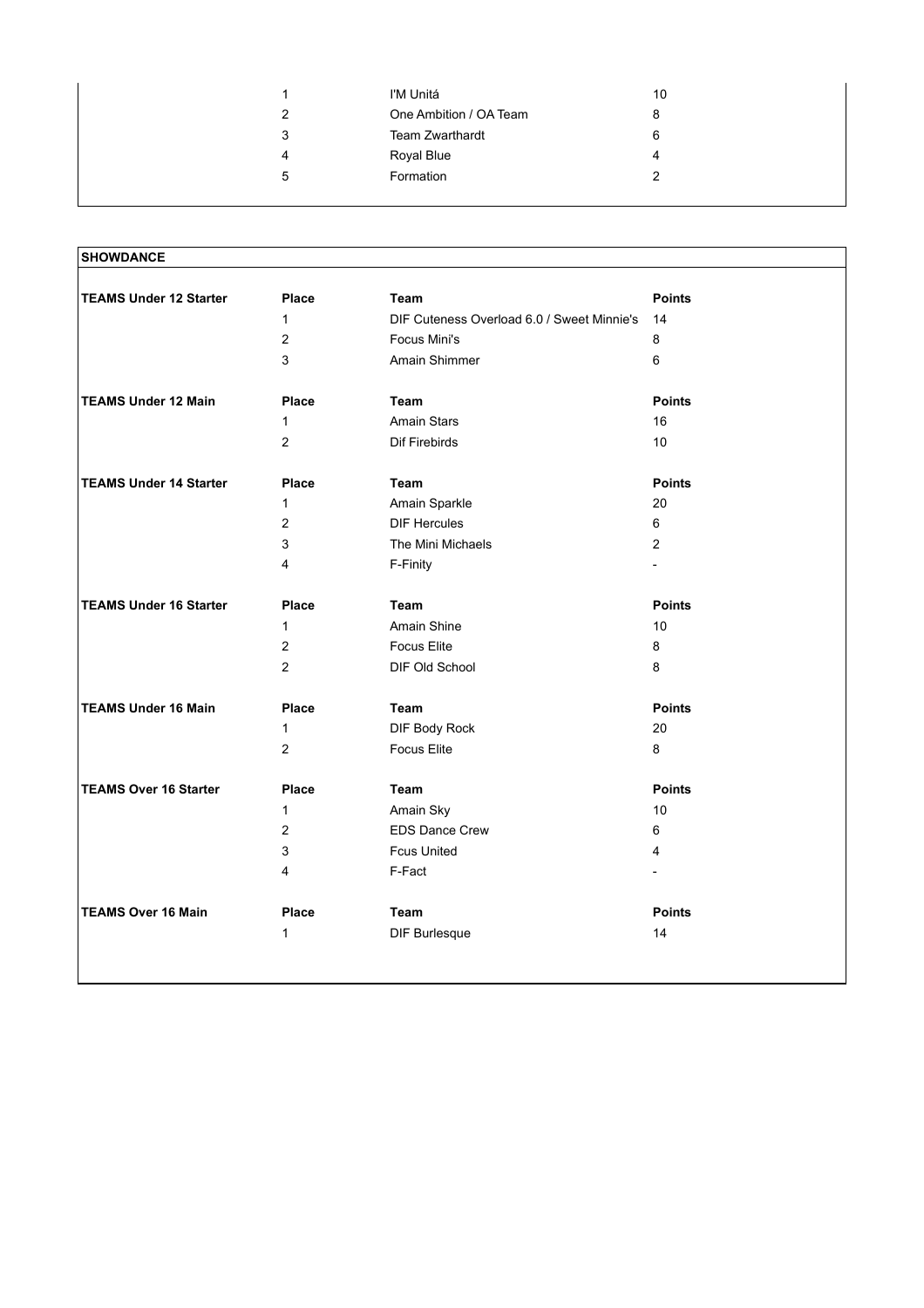| | | | |
|---|---|---|---|
| | 1 | I'M Unitá | 10 |
| | 2 | One Ambition / OA Team | 8 |
| | 3 | Team Zwarthardt | 6 |
| | 4 | Royal Blue | 4 |
| | 5 | Formation | 2 |

**SHOWDANCE**

| **TEAMS Under 12 Starter** | **Place** | **Team** | **Points** |
|---|---|---|---|
| | 1 | DIF Cuteness Overload 6.0 / Sweet Minnie's | 14 |
| | 2 | Focus Mini's | 8 |
| | 3 | Amain Shimmer | 6 |

| **TEAMS Under 12 Main** | **Place** | **Team** | **Points** |
|---|---|---|---|
| | 1 | Amain Stars | 16 |
| | 2 | Dif Firebirds | 10 |

| **TEAMS Under 14 Starter** | **Place** | **Team** | **Points** |
|---|---|---|---|
| | 1 | Amain Sparkle | 20 |
| | 2 | DIF Hercules | 6 |
| | 3 | The Mini Michaels | 2 |
| | 4 | F-Finity | - |

| **TEAMS Under 16 Starter** | **Place** | **Team** | **Points** |
|---|---|---|---|
| | 1 | Amain Shine | 10 |
| | 2 | Focus Elite | 8 |
| | 2 | DIF Old School | 8 |

| **TEAMS Under 16 Main** | **Place** | **Team** | **Points** |
|---|---|---|---|
| | 1 | DIF Body Rock | 20 |
| | 2 | Focus Elite | 8 |

| **TEAMS Over 16 Starter** | **Place** | **Team** | **Points** |
|---|---|---|---|
| | 1 | Amain Sky | 10 |
| | 2 | EDS Dance Crew | 6 |
| | 3 | Fcus United | 4 |
| | 4 | F-Fact | - |

| **TEAMS Over 16 Main** | **Place** | **Team** | **Points** |
|---|---|---|---|
| | 1 | DIF Burlesque | 14 |